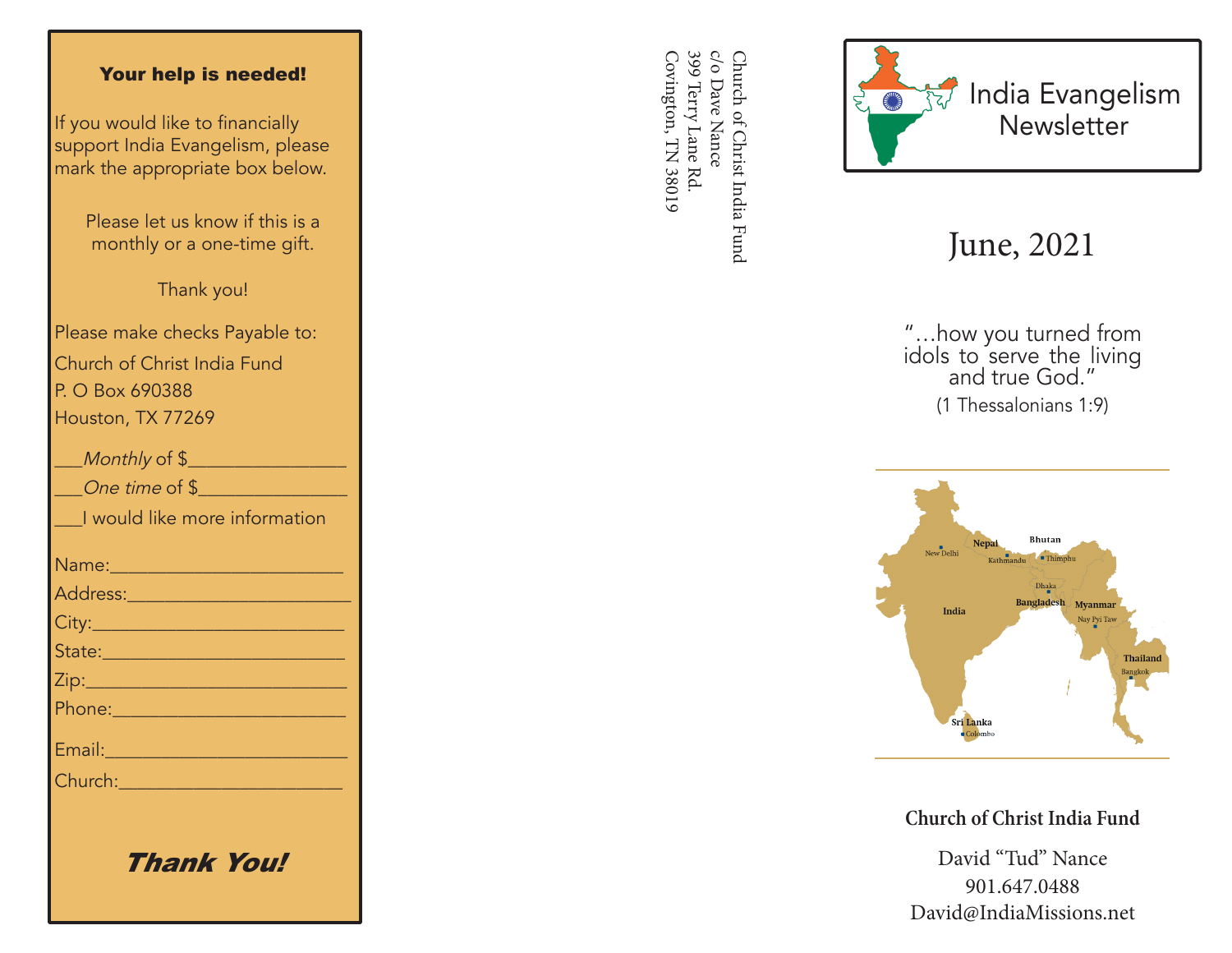## Your help is needed!

If you would like to financially support India Evangelism, please mark the appropriate box below.

Please let us know if this is a monthly or a one-time gift.

Thank you!

Please make checks Payable to:
Church of Christ India Fund
P. O Box 690388
Houston, TX 77269

___*Monthly* of $________________
___*One time* of $_______________
___I would like more information

Name:________________________
Address:______________________
City:__________________________
State:_________________________
Zip:___________________________
Phone:________________________
Email:_________________________
Church:_______________________

***Thank You!***

Church of Christ India Fund
c/o Dave Nance
399 Terry Lane Rd.
Covington, TN 38019

# India Evangelism Newsletter

## June, 2021

"…how you turned from idols to serve the living and true God."
(1 Thessalonians 1:9)

**Church of Christ India Fund**

David "Tud" Nance
901.647.0488
David@IndiaMissions.net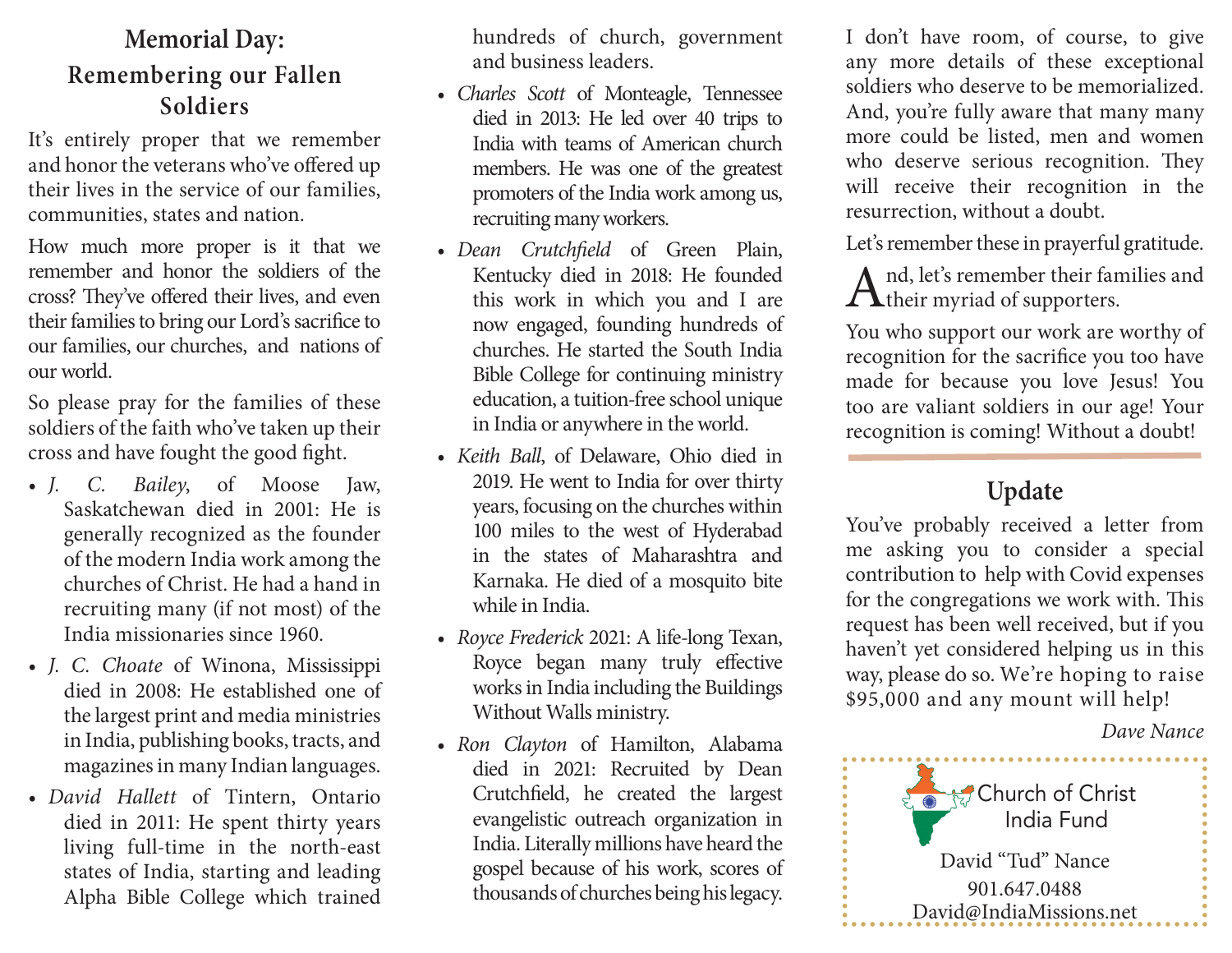## Memorial Day: Remembering our Fallen Soldiers

It's entirely proper that we remember and honor the veterans who've offered up their lives in the service of our families, communities, states and nation.

How much more proper is it that we remember and honor the soldiers of the cross? They've offered their lives, and even their families to bring our Lord's sacrifice to our families, our churches, and nations of our world.

So please pray for the families of these soldiers of the faith who've taken up their cross and have fought the good fight.

- *J. C. Bailey*, of Moose Jaw, Saskatchewan died in 2001: He is generally recognized as the founder of the modern India work among the churches of Christ. He had a hand in recruiting many (if not most) of the India missionaries since 1960.
- *J. C. Choate* of Winona, Mississippi died in 2008: He established one of the largest print and media ministries in India, publishing books, tracts, and magazines in many Indian languages.
- *David Hallett* of Tintern, Ontario died in 2011: He spent thirty years living full-time in the north-east states of India, starting and leading Alpha Bible College which trained hundreds of church, government and business leaders.
- *Charles Scott* of Monteagle, Tennessee died in 2013: He led over 40 trips to India with teams of American church members. He was one of the greatest promoters of the India work among us, recruiting many workers.
- *Dean Crutchfield* of Green Plain, Kentucky died in 2018: He founded this work in which you and I are now engaged, founding hundreds of churches. He started the South India Bible College for continuing ministry education, a tuition-free school unique in India or anywhere in the world.
- *Keith Ball*, of Delaware, Ohio died in 2019. He went to India for over thirty years, focusing on the churches within 100 miles to the west of Hyderabad in the states of Maharashtra and Karnaka. He died of a mosquito bite while in India.
- *Royce Frederick* 2021: A life-long Texan, Royce began many truly effective works in India including the Buildings Without Walls ministry.
- *Ron Clayton* of Hamilton, Alabama died in 2021: Recruited by Dean Crutchfield, he created the largest evangelistic outreach organization in India. Literally millions have heard the gospel because of his work, scores of thousands of churches being his legacy.

I don't have room, of course, to give any more details of these exceptional soldiers who deserve to be memorialized. And, you're fully aware that many many more could be listed, men and women who deserve serious recognition. They will receive their recognition in the resurrection, without a doubt.

Let's remember these in prayerful gratitude.

And, let's remember their families and their myriad of supporters.

You who support our work are worthy of recognition for the sacrifice you too have made for because you love Jesus! You too are valiant soldiers in our age! Your recognition is coming! Without a doubt!

---

## Update

You've probably received a letter from me asking you to consider a special contribution to help with Covid expenses for the congregations we work with. This request has been well received, but if you haven't yet considered helping us in this way, please do so. We're hoping to raise $95,000 and any mount will help!

*Dave Nance*

Church of Christ India Fund

David "Tud" Nance
901.647.0488
David@IndiaMissions.net